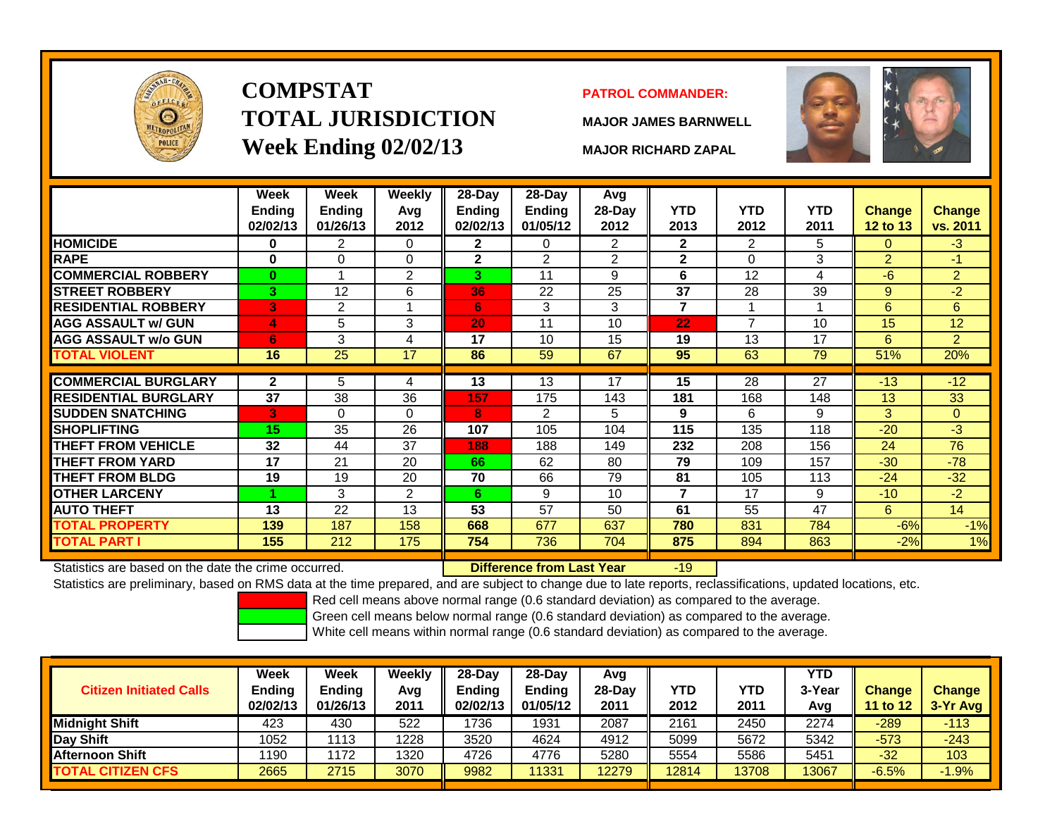# COMPSTAT
# TOTAL JURISDICTION
# Week Ending 02/02/13

**PATROL COMMANDER:**

**MAJOR JAMES BARNWELL**

**MAJOR RICHARD ZAPAL**

| | Week Ending 02/02/13 | Week Ending 01/26/13 | Weekly Avg 2012 | 28-Day Ending 02/02/13 | 28-Day Ending 01/05/12 | Avg 28-Day 2012 | YTD 2013 | YTD 2012 | YTD 2011 | Change 12 to 13 | Change vs. 2011 |
|---|---|---|---|---|---|---|---|---|---|---|---|
| HOMICIDE | 0 | 2 | 0 | 2 | 0 | 2 | 2 | 2 | 5 | 0 | -3 |
| RAPE | 0 | 0 | 0 | 2 | 2 | 2 | 2 | 0 | 3 | 2 | -1 |
| COMMERCIAL ROBBERY | 0 | 1 | 2 | 3 | 11 | 9 | 6 | 12 | 4 | -6 | 2 |
| STREET ROBBERY | 3 | 12 | 6 | 36 | 22 | 25 | 37 | 28 | 39 | 9 | -2 |
| RESIDENTIAL ROBBERY | 3 | 2 | 1 | 6 | 3 | 3 | 7 | 1 | 1 | 6 | 6 |
| AGG ASSAULT w/ GUN | 4 | 5 | 3 | 20 | 11 | 10 | 22 | 7 | 10 | 15 | 12 |
| AGG ASSAULT w/o GUN | 6 | 3 | 4 | 17 | 10 | 15 | 19 | 13 | 17 | 6 | 2 |
| TOTAL VIOLENT | 16 | 25 | 17 | 86 | 59 | 67 | 95 | 63 | 79 | 51% | 20% |
| COMMERCIAL BURGLARY | 2 | 5 | 4 | 13 | 13 | 17 | 15 | 28 | 27 | -13 | -12 |
| RESIDENTIAL BURGLARY | 37 | 38 | 36 | 157 | 175 | 143 | 181 | 168 | 148 | 13 | 33 |
| SUDDEN SNATCHING | 3 | 0 | 0 | 8 | 2 | 5 | 9 | 6 | 9 | 3 | 0 |
| SHOPLIFTING | 15 | 35 | 26 | 107 | 105 | 104 | 115 | 135 | 118 | -20 | -3 |
| THEFT FROM VEHICLE | 32 | 44 | 37 | 188 | 188 | 149 | 232 | 208 | 156 | 24 | 76 |
| THEFT FROM YARD | 17 | 21 | 20 | 66 | 62 | 80 | 79 | 109 | 157 | -30 | -78 |
| THEFT FROM BLDG | 19 | 19 | 20 | 70 | 66 | 79 | 81 | 105 | 113 | -24 | -32 |
| OTHER LARCENY | 1 | 3 | 2 | 6 | 9 | 10 | 7 | 17 | 9 | -10 | -2 |
| AUTO THEFT | 13 | 22 | 13 | 53 | 57 | 50 | 61 | 55 | 47 | 6 | 14 |
| TOTAL PROPERTY | 139 | 187 | 158 | 668 | 677 | 637 | 780 | 831 | 784 | -6% | -1% |
| TOTAL PART I | 155 | 212 | 175 | 754 | 736 | 704 | 875 | 894 | 863 | -2% | 1% |

Statistics are based on the date the crime occurred. **Difference from Last Year** -19

Statistics are preliminary, based on RMS data at the time prepared, and are subject to change due to late reports, reclassifications, updated locations, etc.

Red cell means above normal range (0.6 standard deviation) as compared to the average.

Green cell means below normal range (0.6 standard deviation) as compared to the average.

White cell means within normal range (0.6 standard deviation) as compared to the average.

| Citizen Initiated Calls | Week Ending 02/02/13 | Week Ending 01/26/13 | Weekly Avg 2011 | 28-Day Ending 02/02/13 | 28-Day Ending 01/05/12 | Avg 28-Day 2011 | YTD 2012 | YTD 2011 | YTD 3-Year Avg | Change 11 to 12 | Change 3-Yr Avg |
|---|---|---|---|---|---|---|---|---|---|---|---|
| Midnight Shift | 423 | 430 | 522 | 1736 | 1931 | 2087 | 2161 | 2450 | 2274 | -289 | -113 |
| Day Shift | 1052 | 1113 | 1228 | 3520 | 4624 | 4912 | 5099 | 5672 | 5342 | -573 | -243 |
| Afternoon Shift | 1190 | 1172 | 1320 | 4726 | 4776 | 5280 | 5554 | 5586 | 5451 | -32 | 103 |
| TOTAL CITIZEN CFS | 2665 | 2715 | 3070 | 9982 | 11331 | 12279 | 12814 | 13708 | 13067 | -6.5% | -1.9% |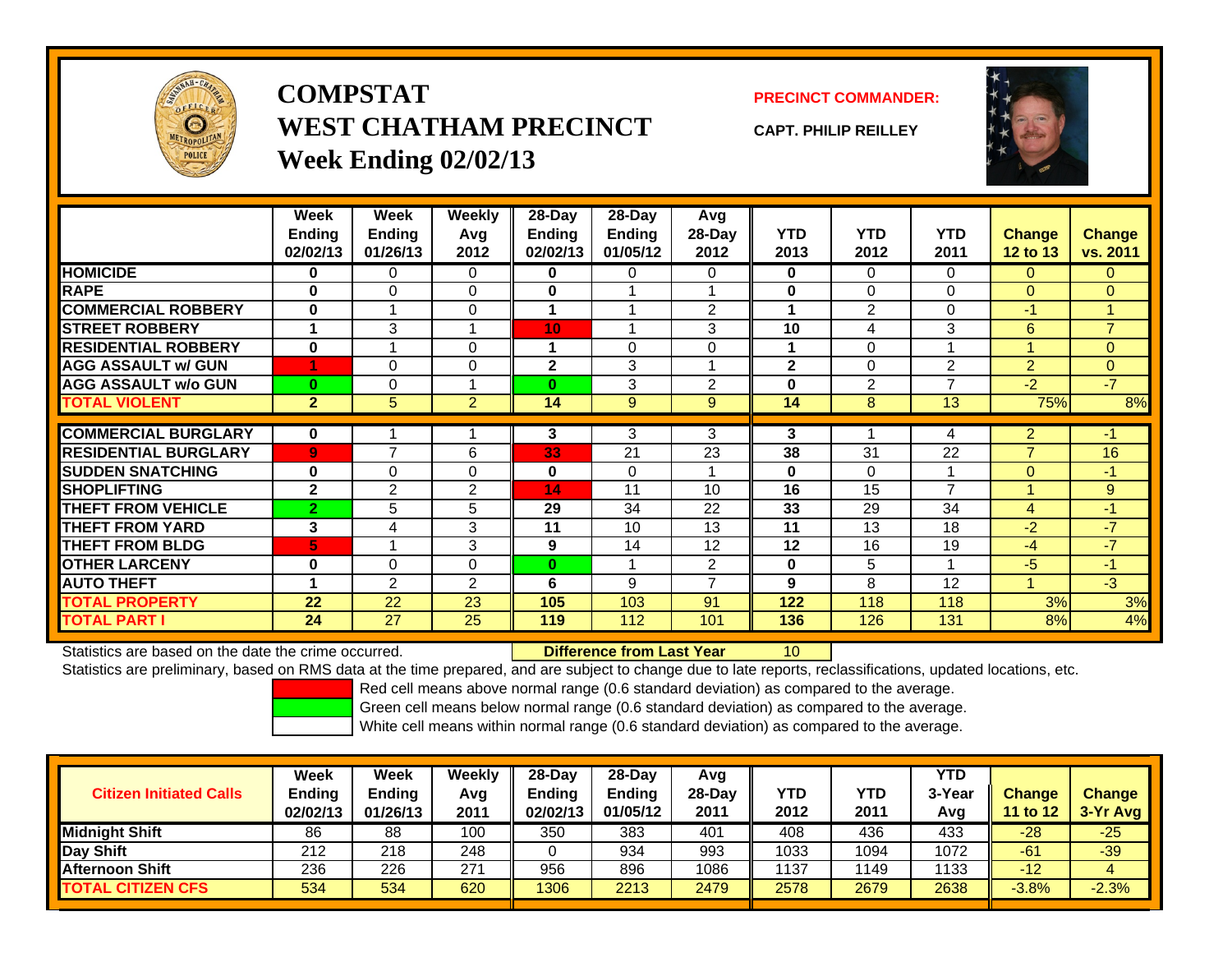# COMPSTAT
# WEST CHATHAM PRECINCT
## Week Ending 02/02/13

**PRECINCT COMMANDER:**

**CAPT. PHILIP REILLEY**

| | Week Ending 02/02/13 | Week Ending 01/26/13 | Weekly Avg 2012 | 28-Day Ending 02/02/13 | 28-Day Ending 01/05/12 | Avg 28-Day 2012 | YTD 2013 | YTD 2012 | YTD 2011 | Change 12 to 13 | Change vs. 2011 |
|---|---|---|---|---|---|---|---|---|---|---|---|
| HOMICIDE | 0 | 0 | 0 | 0 | 0 | 0 | 0 | 0 | 0 | 0 | 0 |
| RAPE | 0 | 0 | 0 | 0 | 1 | 1 | 0 | 0 | 0 | 0 | 0 |
| COMMERCIAL ROBBERY | 0 | 1 | 0 | 1 | 1 | 2 | 1 | 2 | 0 | -1 | 1 |
| STREET ROBBERY | 1 | 3 | 1 | 10 | 1 | 3 | 10 | 4 | 3 | 6 | 7 |
| RESIDENTIAL ROBBERY | 0 | 1 | 0 | 1 | 0 | 0 | 1 | 0 | 1 | 1 | 0 |
| AGG ASSAULT w/ GUN | 1 | 0 | 0 | 2 | 3 | 1 | 2 | 0 | 2 | 2 | 0 |
| AGG ASSAULT w/o GUN | 0 | 0 | 1 | 0 | 3 | 2 | 0 | 2 | 7 | -2 | -7 |
| TOTAL VIOLENT | 2 | 5 | 2 | 14 | 9 | 9 | 14 | 8 | 13 | 75% | 8% |
| COMMERCIAL BURGLARY | 0 | 1 | 1 | 3 | 3 | 3 | 3 | 1 | 4 | 2 | -1 |
| RESIDENTIAL BURGLARY | 9 | 7 | 6 | 33 | 21 | 23 | 38 | 31 | 22 | 7 | 16 |
| SUDDEN SNATCHING | 0 | 0 | 0 | 0 | 0 | 1 | 0 | 0 | 1 | 0 | -1 |
| SHOPLIFTING | 2 | 2 | 2 | 14 | 11 | 10 | 16 | 15 | 7 | 1 | 9 |
| THEFT FROM VEHICLE | 2 | 5 | 5 | 29 | 34 | 22 | 33 | 29 | 34 | 4 | -1 |
| THEFT FROM YARD | 3 | 4 | 3 | 11 | 10 | 13 | 11 | 13 | 18 | -2 | -7 |
| THEFT FROM BLDG | 5 | 1 | 3 | 9 | 14 | 12 | 12 | 16 | 19 | -4 | -7 |
| OTHER LARCENY | 0 | 0 | 0 | 0 | 1 | 2 | 0 | 5 | 1 | -5 | -1 |
| AUTO THEFT | 1 | 2 | 2 | 6 | 9 | 7 | 9 | 8 | 12 | 1 | -3 |
| TOTAL PROPERTY | 22 | 22 | 23 | 105 | 103 | 91 | 122 | 118 | 118 | 3% | 3% |
| TOTAL PART I | 24 | 27 | 25 | 119 | 112 | 101 | 136 | 126 | 131 | 8% | 4% |

Statistics are based on the date the crime occurred. **Difference from Last Year** 10

Statistics are preliminary, based on RMS data at the time prepared, and are subject to change due to late reports, reclassifications, updated locations, etc.

Red cell means above normal range (0.6 standard deviation) as compared to the average.
Green cell means below normal range (0.6 standard deviation) as compared to the average.
White cell means within normal range (0.6 standard deviation) as compared to the average.

| Citizen Initiated Calls | Week Ending 02/02/13 | Week Ending 01/26/13 | Weekly Avg 2011 | 28-Day Ending 02/02/13 | 28-Day Ending 01/05/12 | Avg 28-Day 2011 | YTD 2012 | YTD 2011 | YTD 3-Year Avg | Change 11 to 12 | Change 3-Yr Avg |
|---|---|---|---|---|---|---|---|---|---|---|---|
| Midnight Shift | 86 | 88 | 100 | 350 | 383 | 401 | 408 | 436 | 433 | -28 | -25 |
| Day Shift | 212 | 218 | 248 | 0 | 934 | 993 | 1033 | 1094 | 1072 | -61 | -39 |
| Afternoon Shift | 236 | 226 | 271 | 956 | 896 | 1086 | 1137 | 1149 | 1133 | -12 | 4 |
| TOTAL CITIZEN CFS | 534 | 534 | 620 | 1306 | 2213 | 2479 | 2578 | 2679 | 2638 | -3.8% | -2.3% |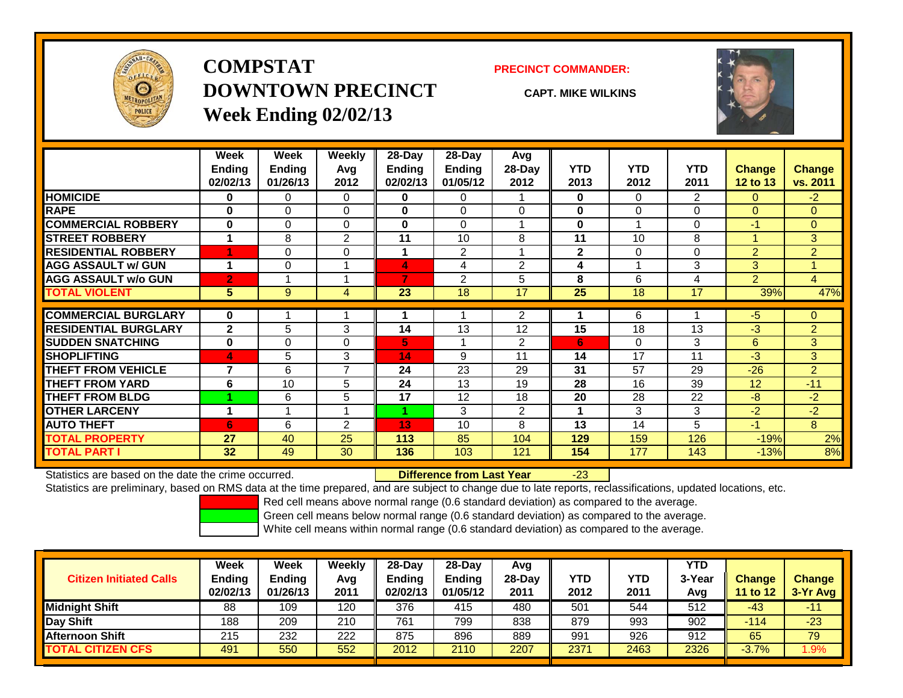# COMPSTAT
# DOWNTOWN PRECINCT
## Week Ending 02/02/13

**PRECINCT COMMANDER:**

**CAPT. MIKE WILKINS**

| | Week Ending 02/02/13 | Week Ending 01/26/13 | Weekly Avg 2012 | 28-Day Ending 02/02/13 | 28-Day Ending 01/05/12 | Avg 28-Day 2012 | YTD 2013 | YTD 2012 | YTD 2011 | Change 12 to 13 | Change vs. 2011 |
|---|---|---|---|---|---|---|---|---|---|---|---|
| **HOMICIDE** | **0** | 0 | 0 | **0** | 0 | 1 | **0** | 0 | 2 | 0 | -2 |
| **RAPE** | **0** | 0 | 0 | **0** | 0 | 0 | **0** | 0 | 0 | 0 | 0 |
| **COMMERCIAL ROBBERY** | **0** | 0 | 0 | **0** | 0 | 1 | **0** | 1 | 0 | -1 | 0 |
| **STREET ROBBERY** | **1** | 8 | 2 | **11** | 10 | 8 | **11** | 10 | 8 | 1 | 3 |
| **RESIDENTIAL ROBBERY** | **1** | 0 | 0 | **1** | 2 | 1 | **2** | 0 | 0 | 2 | 2 |
| **AGG ASSAULT w/ GUN** | **1** | 0 | 1 | **4** | 4 | 2 | **4** | 1 | 3 | 3 | 1 |
| **AGG ASSAULT w/o GUN** | **2** | 1 | 1 | **7** | 2 | 5 | **8** | 6 | 4 | 2 | 4 |
| **TOTAL VIOLENT** | **5** | 9 | 4 | **23** | 18 | 17 | **25** | 18 | 17 | 39% | 47% |
| **COMMERCIAL BURGLARY** | **0** | 1 | 1 | **1** | 1 | 2 | **1** | 6 | 1 | -5 | 0 |
| **RESIDENTIAL BURGLARY** | **2** | 5 | 3 | **14** | 13 | 12 | **15** | 18 | 13 | -3 | 2 |
| **SUDDEN SNATCHING** | **0** | 0 | 0 | **5** | 1 | 2 | **6** | 0 | 3 | 6 | 3 |
| **SHOPLIFTING** | **4** | 5 | 3 | **14** | 9 | 11 | **14** | 17 | 11 | -3 | 3 |
| **THEFT FROM VEHICLE** | **7** | 6 | 7 | **24** | 23 | 29 | **31** | 57 | 29 | -26 | 2 |
| **THEFT FROM YARD** | **6** | 10 | 5 | **24** | 13 | 19 | **28** | 16 | 39 | 12 | -11 |
| **THEFT FROM BLDG** | **1** | 6 | 5 | **17** | 12 | 18 | **20** | 28 | 22 | -8 | -2 |
| **OTHER LARCENY** | **1** | 1 | 1 | **1** | 3 | 2 | **1** | 3 | 3 | -2 | -2 |
| **AUTO THEFT** | **6** | 6 | 2 | **13** | 10 | 8 | **13** | 14 | 5 | -1 | 8 |
| **TOTAL PROPERTY** | **27** | 40 | 25 | **113** | 85 | 104 | **129** | 159 | 126 | -19% | 2% |
| **TOTAL PART I** | **32** | 49 | 30 | **136** | 103 | 121 | **154** | 177 | 143 | -13% | 8% |

Statistics are based on the date the crime occurred. **Difference from Last Year** -23

Statistics are preliminary, based on RMS data at the time prepared, and are subject to change due to late reports, reclassifications, updated locations, etc.

Red cell means above normal range (0.6 standard deviation) as compared to the average.
Green cell means below normal range (0.6 standard deviation) as compared to the average.
White cell means within normal range (0.6 standard deviation) as compared to the average.

| Citizen Initiated Calls | Week Ending 02/02/13 | Week Ending 01/26/13 | Weekly Avg 2011 | 28-Day Ending 02/02/13 | 28-Day Ending 01/05/12 | Avg 28-Day 2011 | YTD 2012 | YTD 2011 | YTD 3-Year Avg | Change 11 to 12 | Change 3-Yr Avg |
|---|---|---|---|---|---|---|---|---|---|---|---|
| **Midnight Shift** | 88 | 109 | 120 | 376 | 415 | 480 | 501 | 544 | 512 | -43 | -11 |
| **Day Shift** | 188 | 209 | 210 | 761 | 799 | 838 | 879 | 993 | 902 | -114 | -23 |
| **Afternoon Shift** | 215 | 232 | 222 | 875 | 896 | 889 | 991 | 926 | 912 | 65 | 79 |
| **TOTAL CITIZEN CFS** | 491 | 550 | 552 | 2012 | 2110 | 2207 | 2371 | 2463 | 2326 | -3.7% | 1.9% |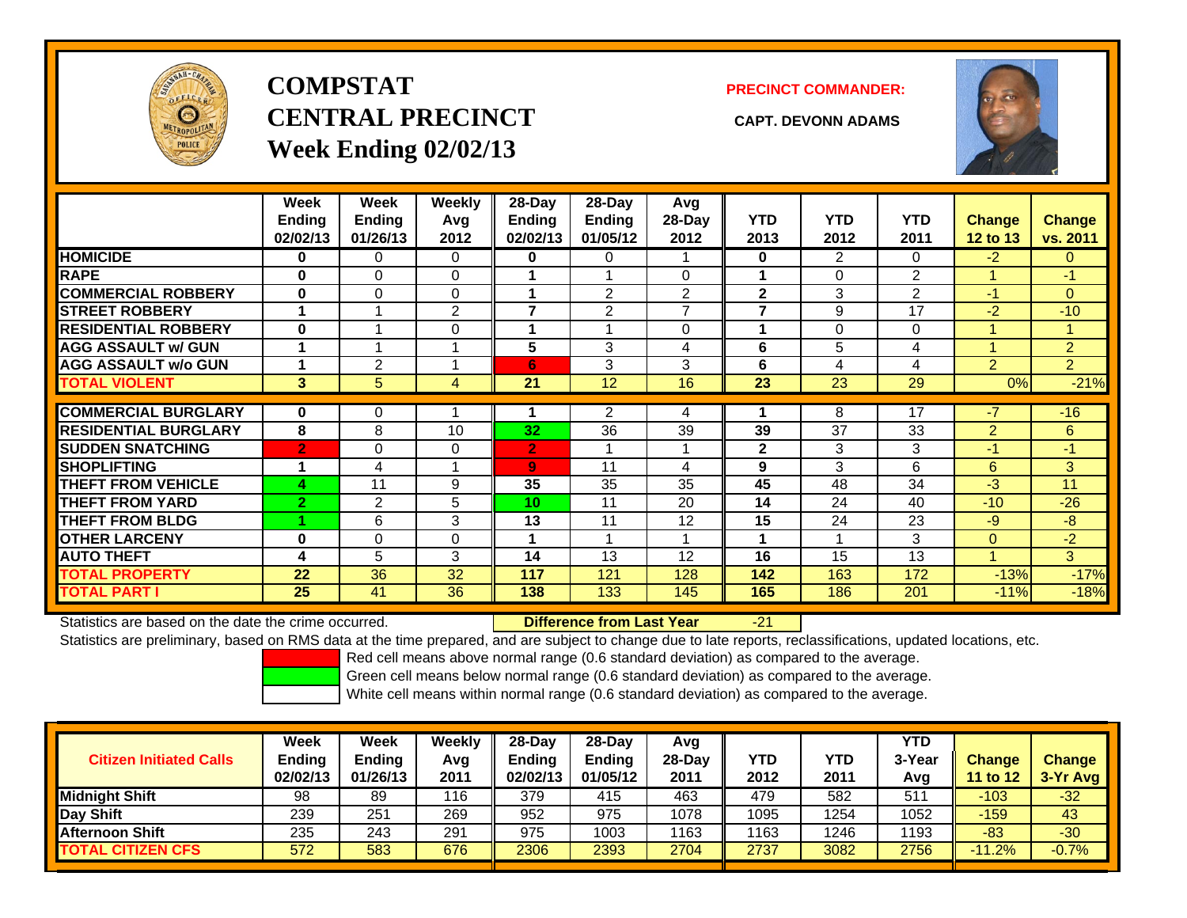# COMPSTAT CENTRAL PRECINCT

## Week Ending 02/02/13

**PRECINCT COMMANDER:**

**CAPT. DEVONN ADAMS**

| | Week Ending 02/02/13 | Week Ending 01/26/13 | Weekly Avg 2012 | 28-Day Ending 02/02/13 | 28-Day Ending 01/05/12 | Avg 28-Day 2012 | YTD 2013 | YTD 2012 | YTD 2011 | Change 12 to 13 | Change vs. 2011 |
|---|---|---|---|---|---|---|---|---|---|---|---|
| HOMICIDE | 0 | 0 | 0 | 0 | 0 | 1 | 0 | 2 | 0 | -2 | 0 |
| RAPE | 0 | 0 | 0 | 1 | 1 | 0 | 1 | 0 | 2 | 1 | -1 |
| COMMERCIAL ROBBERY | 0 | 0 | 0 | 1 | 2 | 2 | 2 | 3 | 2 | -1 | 0 |
| STREET ROBBERY | 1 | 1 | 2 | 7 | 2 | 7 | 7 | 9 | 17 | -2 | -10 |
| RESIDENTIAL ROBBERY | 0 | 1 | 0 | 1 | 1 | 0 | 1 | 0 | 0 | 1 | 1 |
| AGG ASSAULT w/ GUN | 1 | 1 | 1 | 5 | 3 | 4 | 6 | 5 | 4 | 1 | 2 |
| AGG ASSAULT w/o GUN | 1 | 2 | 1 | 6 | 3 | 3 | 6 | 4 | 4 | 2 | 2 |
| TOTAL VIOLENT | 3 | 5 | 4 | 21 | 12 | 16 | 23 | 23 | 29 | 0% | -21% |
| COMMERCIAL BURGLARY | 0 | 0 | 1 | 1 | 2 | 4 | 1 | 8 | 17 | -7 | -16 |
| RESIDENTIAL BURGLARY | 8 | 8 | 10 | 32 | 36 | 39 | 39 | 37 | 33 | 2 | 6 |
| SUDDEN SNATCHING | 2 | 0 | 0 | 2 | 1 | 1 | 2 | 3 | 3 | -1 | -1 |
| SHOPLIFTING | 1 | 4 | 1 | 9 | 11 | 4 | 9 | 3 | 6 | 6 | 3 |
| THEFT FROM VEHICLE | 4 | 11 | 9 | 35 | 35 | 35 | 45 | 48 | 34 | -3 | 11 |
| THEFT FROM YARD | 2 | 2 | 5 | 10 | 11 | 20 | 14 | 24 | 40 | -10 | -26 |
| THEFT FROM BLDG | 1 | 6 | 3 | 13 | 11 | 12 | 15 | 24 | 23 | -9 | -8 |
| OTHER LARCENY | 0 | 0 | 0 | 1 | 1 | 1 | 1 | 1 | 3 | 0 | -2 |
| AUTO THEFT | 4 | 5 | 3 | 14 | 13 | 12 | 16 | 15 | 13 | 1 | 3 |
| TOTAL PROPERTY | 22 | 36 | 32 | 117 | 121 | 128 | 142 | 163 | 172 | -13% | -17% |
| TOTAL PART I | 25 | 41 | 36 | 138 | 133 | 145 | 165 | 186 | 201 | -11% | -18% |

Statistics are based on the date the crime occurred. **Difference from Last Year** -21

Statistics are preliminary, based on RMS data at the time prepared, and are subject to change due to late reports, reclassifications, updated locations, etc.

Red cell means above normal range (0.6 standard deviation) as compared to the average.
Green cell means below normal range (0.6 standard deviation) as compared to the average.
White cell means within normal range (0.6 standard deviation) as compared to the average.

| Citizen Initiated Calls | Week Ending 02/02/13 | Week Ending 01/26/13 | Weekly Avg 2011 | 28-Day Ending 02/02/13 | 28-Day Ending 01/05/12 | Avg 28-Day 2011 | YTD 2012 | YTD 2011 | YTD 3-Year Avg | Change 11 to 12 | Change 3-Yr Avg |
|---|---|---|---|---|---|---|---|---|---|---|---|
| Midnight Shift | 98 | 89 | 116 | 379 | 415 | 463 | 479 | 582 | 511 | -103 | -32 |
| Day Shift | 239 | 251 | 269 | 952 | 975 | 1078 | 1095 | 1254 | 1052 | -159 | 43 |
| Afternoon Shift | 235 | 243 | 291 | 975 | 1003 | 1163 | 1163 | 1246 | 1193 | -83 | -30 |
| TOTAL CITIZEN CFS | 572 | 583 | 676 | 2306 | 2393 | 2704 | 2737 | 3082 | 2756 | -11.2% | -0.7% |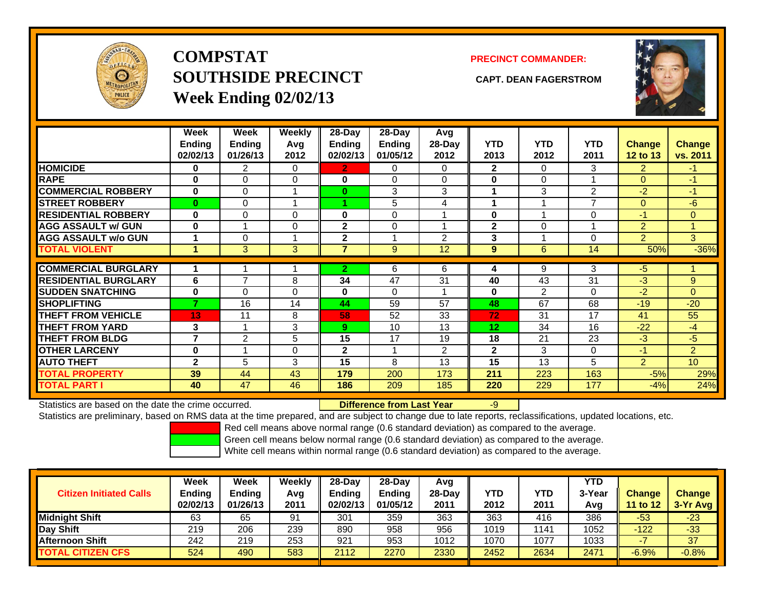# COMPSTAT SOUTHSIDE PRECINCT
## Week Ending 02/02/13

**PRECINCT COMMANDER:**

**CAPT. DEAN FAGERSTROM**

| | Week Ending 02/02/13 | Week Ending 01/26/13 | Weekly Avg 2012 | 28-Day Ending 02/02/13 | 28-Day Ending 01/05/12 | Avg 28-Day 2012 | YTD 2013 | YTD 2012 | YTD 2011 | Change 12 to 13 | Change vs. 2011 |
|---|---|---|---|---|---|---|---|---|---|---|---|
| HOMICIDE | 0 | 2 | 0 | 2 | 0 | 0 | 2 | 0 | 3 | 2 | -1 |
| RAPE | 0 | 0 | 0 | 0 | 0 | 0 | 0 | 0 | 1 | 0 | -1 |
| COMMERCIAL ROBBERY | 0 | 0 | 1 | 0 | 3 | 3 | 1 | 3 | 2 | -2 | -1 |
| STREET ROBBERY | 0 | 0 | 1 | 1 | 5 | 4 | 1 | 1 | 7 | 0 | -6 |
| RESIDENTIAL ROBBERY | 0 | 0 | 0 | 0 | 0 | 1 | 0 | 1 | 0 | -1 | 0 |
| AGG ASSAULT w/ GUN | 0 | 1 | 0 | 2 | 0 | 1 | 2 | 0 | 1 | 2 | 1 |
| AGG ASSAULT w/o GUN | 1 | 0 | 1 | 2 | 1 | 2 | 3 | 1 | 0 | 2 | 3 |
| TOTAL VIOLENT | 1 | 3 | 3 | 7 | 9 | 12 | 9 | 6 | 14 | 50% | -36% |
| COMMERCIAL BURGLARY | 1 | 1 | 1 | 2 | 6 | 6 | 4 | 9 | 3 | -5 | 1 |
| RESIDENTIAL BURGLARY | 6 | 7 | 8 | 34 | 47 | 31 | 40 | 43 | 31 | -3 | 9 |
| SUDDEN SNATCHING | 0 | 0 | 0 | 0 | 0 | 1 | 0 | 2 | 0 | -2 | 0 |
| SHOPLIFTING | 7 | 16 | 14 | 44 | 59 | 57 | 48 | 67 | 68 | -19 | -20 |
| THEFT FROM VEHICLE | 13 | 11 | 8 | 58 | 52 | 33 | 72 | 31 | 17 | 41 | 55 |
| THEFT FROM YARD | 3 | 1 | 3 | 9 | 10 | 13 | 12 | 34 | 16 | -22 | -4 |
| THEFT FROM BLDG | 7 | 2 | 5 | 15 | 17 | 19 | 18 | 21 | 23 | -3 | -5 |
| OTHER LARCENY | 0 | 1 | 0 | 2 | 1 | 2 | 2 | 3 | 0 | -1 | 2 |
| AUTO THEFT | 2 | 5 | 3 | 15 | 8 | 13 | 15 | 13 | 5 | 2 | 10 |
| TOTAL PROPERTY | 39 | 44 | 43 | 179 | 200 | 173 | 211 | 223 | 163 | -5% | 29% |
| TOTAL PART I | 40 | 47 | 46 | 186 | 209 | 185 | 220 | 229 | 177 | -4% | 24% |

Statistics are based on the date the crime occurred. **Difference from Last Year** -9

Statistics are preliminary, based on RMS data at the time prepared, and are subject to change due to late reports, reclassifications, updated locations, etc.

Red cell means above normal range (0.6 standard deviation) as compared to the average.

Green cell means below normal range (0.6 standard deviation) as compared to the average.

White cell means within normal range (0.6 standard deviation) as compared to the average.

| Citizen Initiated Calls | Week Ending 02/02/13 | Week Ending 01/26/13 | Weekly Avg 2011 | 28-Day Ending 02/02/13 | 28-Day Ending 01/05/12 | Avg 28-Day 2011 | YTD 2012 | YTD 2011 | YTD 3-Year Avg | Change 11 to 12 | Change 3-Yr Avg |
|---|---|---|---|---|---|---|---|---|---|---|---|
| Midnight Shift | 63 | 65 | 91 | 301 | 359 | 363 | 363 | 416 | 386 | -53 | -23 |
| Day Shift | 219 | 206 | 239 | 890 | 958 | 956 | 1019 | 1141 | 1052 | -122 | -33 |
| Afternoon Shift | 242 | 219 | 253 | 921 | 953 | 1012 | 1070 | 1077 | 1033 | -7 | 37 |
| TOTAL CITIZEN CFS | 524 | 490 | 583 | 2112 | 2270 | 2330 | 2452 | 2634 | 2471 | -6.9% | -0.8% |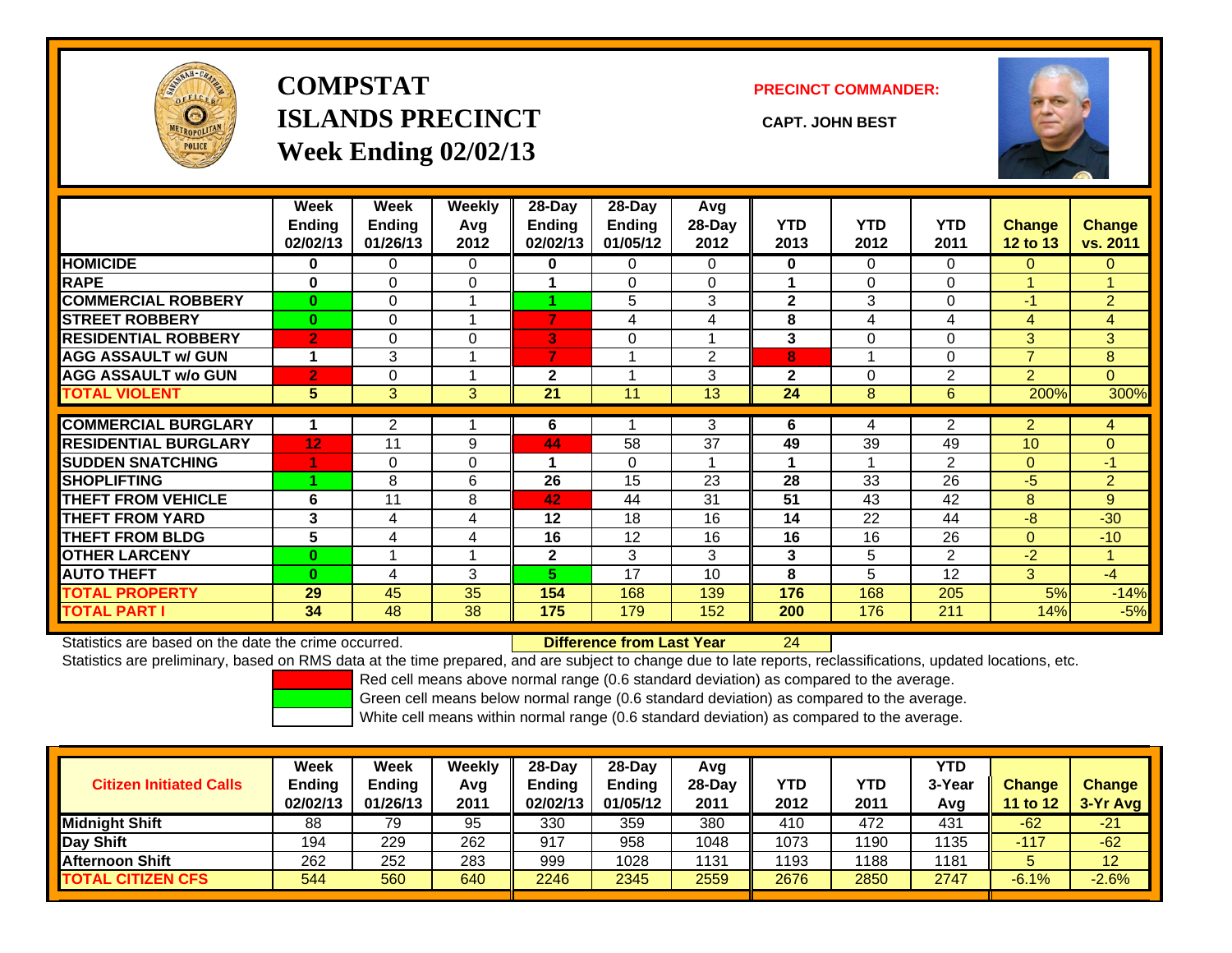# COMPSTAT
# ISLANDS PRECINCT
# Week Ending 02/02/13

**PRECINCT COMMANDER:**

**CAPT. JOHN BEST**

| | Week Ending 02/02/13 | Week Ending 01/26/13 | Weekly Avg 2012 | 28-Day Ending 02/02/13 | 28-Day Ending 01/05/12 | Avg 28-Day 2012 | YTD 2013 | YTD 2012 | YTD 2011 | Change 12 to 13 | Change vs. 2011 |
|---|---|---|---|---|---|---|---|---|---|---|---|
| HOMICIDE | 0 | 0 | 0 | 0 | 0 | 0 | 0 | 0 | 0 | 0 | 0 |
| RAPE | 0 | 0 | 0 | 1 | 0 | 0 | 1 | 0 | 0 | 1 | 1 |
| COMMERCIAL ROBBERY | 0 | 0 | 1 | 1 | 5 | 3 | 2 | 3 | 0 | -1 | 2 |
| STREET ROBBERY | 0 | 0 | 1 | 7 | 4 | 4 | 8 | 4 | 4 | 4 | 4 |
| RESIDENTIAL ROBBERY | 2 | 0 | 0 | 3 | 0 | 1 | 3 | 0 | 0 | 3 | 3 |
| AGG ASSAULT w/ GUN | 1 | 3 | 1 | 7 | 1 | 2 | 8 | 1 | 0 | 7 | 8 |
| AGG ASSAULT w/o GUN | 2 | 0 | 1 | 2 | 1 | 3 | 2 | 0 | 2 | 2 | 0 |
| TOTAL VIOLENT | 5 | 3 | 3 | 21 | 11 | 13 | 24 | 8 | 6 | 200% | 300% |
| COMMERCIAL BURGLARY | 1 | 2 | 1 | 6 | 1 | 3 | 6 | 4 | 2 | 2 | 4 |
| RESIDENTIAL BURGLARY | 12 | 11 | 9 | 44 | 58 | 37 | 49 | 39 | 49 | 10 | 0 |
| SUDDEN SNATCHING | 1 | 0 | 0 | 1 | 0 | 1 | 1 | 1 | 2 | 0 | -1 |
| SHOPLIFTING | 1 | 8 | 6 | 26 | 15 | 23 | 28 | 33 | 26 | -5 | 2 |
| THEFT FROM VEHICLE | 6 | 11 | 8 | 42 | 44 | 31 | 51 | 43 | 42 | 8 | 9 |
| THEFT FROM YARD | 3 | 4 | 4 | 12 | 18 | 16 | 14 | 22 | 44 | -8 | -30 |
| THEFT FROM BLDG | 5 | 4 | 4 | 16 | 12 | 16 | 16 | 16 | 26 | 0 | -10 |
| OTHER LARCENY | 0 | 1 | 1 | 2 | 3 | 3 | 3 | 5 | 2 | -2 | 1 |
| AUTO THEFT | 0 | 4 | 3 | 5 | 17 | 10 | 8 | 5 | 12 | 3 | -4 |
| TOTAL PROPERTY | 29 | 45 | 35 | 154 | 168 | 139 | 176 | 168 | 205 | 5% | -14% |
| TOTAL PART I | 34 | 48 | 38 | 175 | 179 | 152 | 200 | 176 | 211 | 14% | -5% |

Statistics are based on the date the crime occurred. **Difference from Last Year** 24

Statistics are preliminary, based on RMS data at the time prepared, and are subject to change due to late reports, reclassifications, updated locations, etc.

Red cell means above normal range (0.6 standard deviation) as compared to the average.
Green cell means below normal range (0.6 standard deviation) as compared to the average.
White cell means within normal range (0.6 standard deviation) as compared to the average.

| Citizen Initiated Calls | Week Ending 02/02/13 | Week Ending 01/26/13 | Weekly Avg 2011 | 28-Day Ending 02/02/13 | 28-Day Ending 01/05/12 | Avg 28-Day 2011 | YTD 2012 | YTD 2011 | YTD 3-Year Avg | Change 11 to 12 | Change 3-Yr Avg |
|---|---|---|---|---|---|---|---|---|---|---|---|
| Midnight Shift | 88 | 79 | 95 | 330 | 359 | 380 | 410 | 472 | 431 | -62 | -21 |
| Day Shift | 194 | 229 | 262 | 917 | 958 | 1048 | 1073 | 1190 | 1135 | -117 | -62 |
| Afternoon Shift | 262 | 252 | 283 | 999 | 1028 | 1131 | 1193 | 1188 | 1181 | 5 | 12 |
| TOTAL CITIZEN CFS | 544 | 560 | 640 | 2246 | 2345 | 2559 | 2676 | 2850 | 2747 | -6.1% | -2.6% |